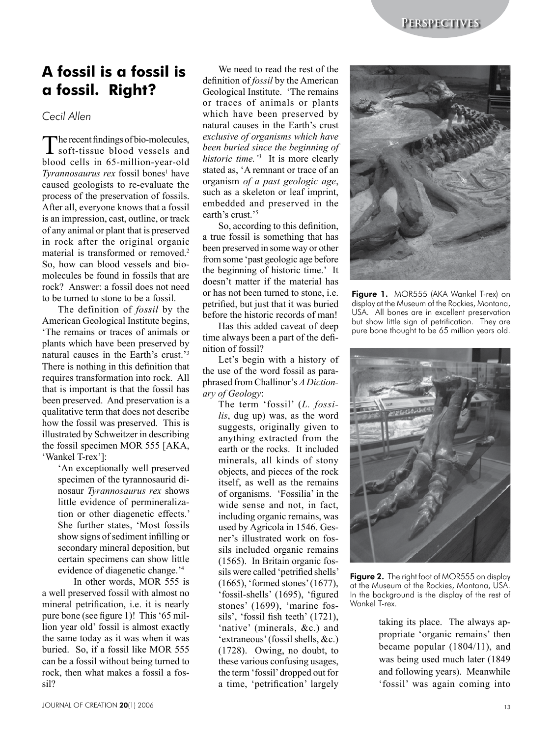# A fossil is a fossil is a fossil. Right?

*Cecil Allen*

The recent findings of bio-molecules, soft-tissue blood vessels and blood cells in 65-million-year-old *Tyrannosaurus rex* fossil bones[1] have caused geologists to re-evaluate the process of the preservation of fossils. After all, everyone knows that a fossil is an impression, cast, outline, or track of any animal or plant that is preserved in rock after the original organic material is transformed or removed.[2] So, how can blood vessels and bio-molecules be found in fossils that are rock? Answer: a fossil does not need to be turned to stone to be a fossil.

The definition of *fossil* by the American Geological Institute begins, 'The remains or traces of animals or plants which have been preserved by natural causes in the Earth's crust.'[3] There is nothing in this definition that requires transformation into rock. All that is important is that the fossil has been preserved. And preservation is a qualitative term that does not describe how the fossil was preserved. This is illustrated by Schweitzer in describing the fossil specimen MOR 555 [AKA, 'Wankel T-rex']:

> 'An exceptionally well preserved specimen of the tyrannosaurid dinosaur *Tyrannosaurus rex* shows little evidence of permineralization or other diagenetic effects.' She further states, 'Most fossils show signs of sediment infilling or secondary mineral deposition, but certain specimens can show little evidence of diagenetic change.'[4]

In other words, MOR 555 is a well preserved fossil with almost no mineral petrification, i.e. it is nearly pure bone (see figure 1)! This '65 million year old' fossil is almost exactly the same today as it was when it was buried. So, if a fossil like MOR 555 can be a fossil without being turned to rock, then what makes a fossil a fossil?

We need to read the rest of the definition of *fossil* by the American Geological Institute. 'The remains or traces of animals or plants which have been preserved by natural causes in the Earth's crust *exclusive of organisms which have been buried since the beginning of historic time.*'[3] It is more clearly stated as, 'A remnant or trace of an organism *of a past geologic age*, such as a skeleton or leaf imprint, embedded and preserved in the earth's crust.'[5]

So, according to this definition, a true fossil is something that has been preserved in some way or other from some 'past geologic age before the beginning of historic time.' It doesn't matter if the material has or has not been turned to stone, i.e. petrified, but just that it was buried before the historic records of man!

Has this added caveat of deep time always been a part of the definition of fossil?

Let's begin with a history of the use of the word fossil as paraphrased from Challinor's *A Dictionary of Geology*:

> The term 'fossil' (*L. fossilis*, dug up) was, as the word suggests, originally given to anything extracted from the earth or the rocks. It included minerals, all kinds of stony objects, and pieces of the rock itself, as well as the remains of organisms. 'Fossilia' in the wide sense and not, in fact, including organic remains, was used by Agricola in 1546. Gesner's illustrated work on fossils included organic remains (1565). In Britain organic fossils were called 'petrified shells' (1665), 'formed stones' (1677), 'fossil-shells' (1695), 'figured stones' (1699), 'marine fossils', 'fossil fish teeth' (1721), 'native' (minerals, &c.) and 'extraneous' (fossil shells, &c.) (1728). Owing, no doubt, to these various confusing usages, the term 'fossil' dropped out for a time, 'petrification' largely taking its place. The always appropriate 'organic remains' then became popular (1804/11), and was being used much later (1849 and following years). Meanwhile 'fossil' was again coming into

**Figure 1.** MOR555 (AKA Wankel T-rex) on display at the Museum of the Rockies, Montana, USA. All bones are in excellent preservation but show little sign of petrification. They are pure bone thought to be 65 million years old.

**Figure 2.** The right foot of MOR555 on display at the Museum of the Rockies, Montana, USA. In the background is the display of the rest of Wankel T-rex.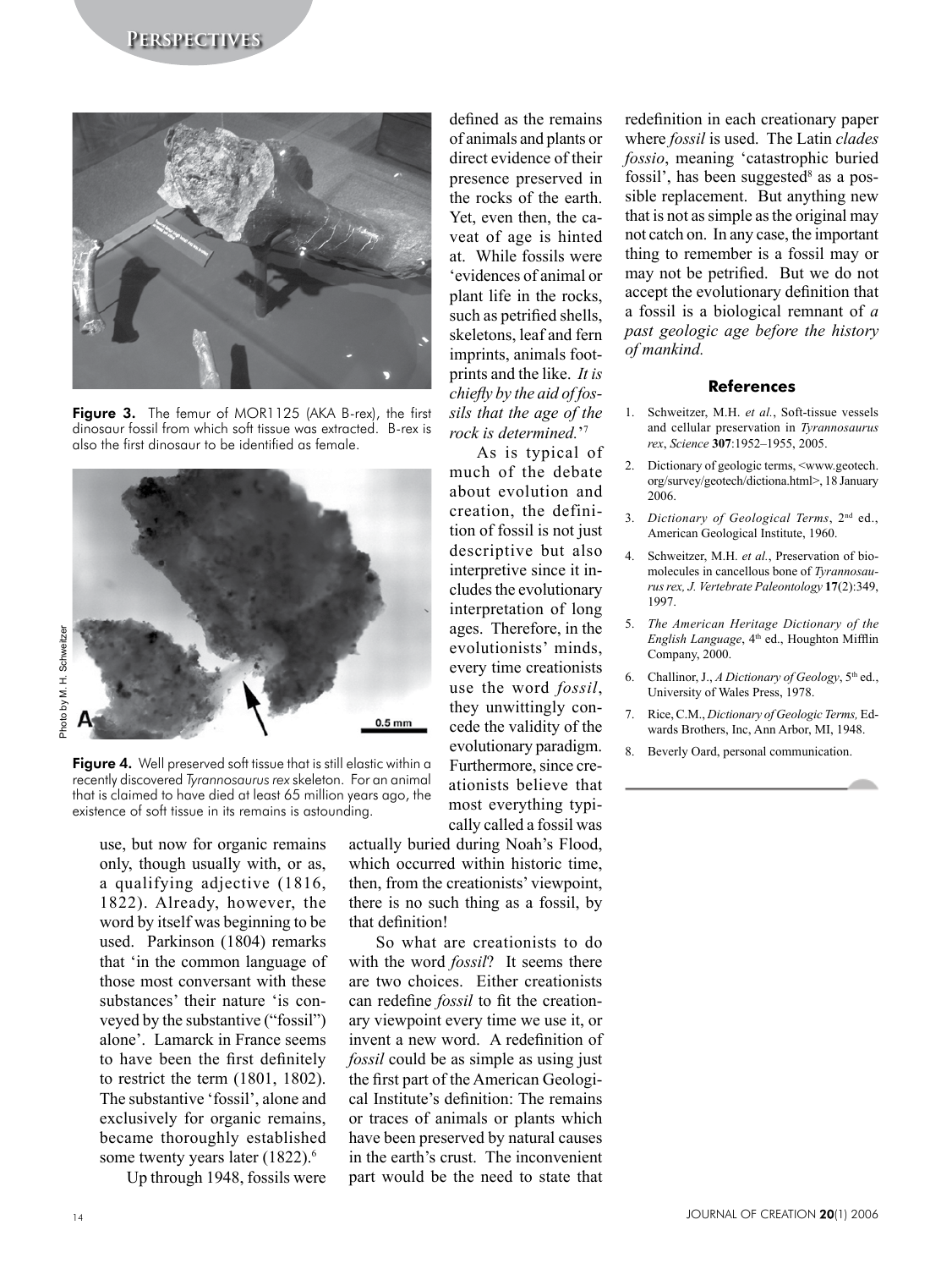Figure 3. The femur of MOR1125 (AKA B-rex), the first dinosaur fossil from which soft tissue was extracted. B-rex is also the first dinosaur to be identified as female.

Photo by M. H. Schweitzer

Figure 4. Well preserved soft tissue that is still elastic within a recently discovered *Tyrannosaurus rex* skeleton. For an animal that is claimed to have died at least 65 million years ago, the existence of soft tissue in its remains is astounding.

use, but now for organic remains only, though usually with, or as, a qualifying adjective (1816, 1822). Already, however, the word by itself was beginning to be used. Parkinson (1804) remarks that 'in the common language of those most conversant with these substances' their nature 'is conveyed by the substantive ("fossil") alone'. Lamarck in France seems to have been the first definitely to restrict the term (1801, 1802). The substantive 'fossil', alone and exclusively for organic remains, became thoroughly established some twenty years later (1822).[6]

Up through 1948, fossils were defined as the remains of animals and plants or direct evidence of their presence preserved in the rocks of the earth. Yet, even then, the caveat of age is hinted at. While fossils were 'evidences of animal or plant life in the rocks, such as petrified shells, skeletons, leaf and fern imprints, animals footprints and the like. *It is chiefly by the aid of fossils that the age of the rock is determined.*'[7]

As is typical of much of the debate about evolution and creation, the definition of fossil is not just descriptive but also interpretive since it includes the evolutionary interpretation of long ages. Therefore, in the evolutionists' minds, every time creationists use the word *fossil*, they unwittingly concede the validity of the evolutionary paradigm. Furthermore, since creationists believe that most everything typically called a fossil was actually buried during Noah's Flood, which occurred within historic time, then, from the creationists' viewpoint, there is no such thing as a fossil, by that definition!

So what are creationists to do with the word *fossil*? It seems there are two choices. Either creationists can redefine *fossil* to fit the creationary viewpoint every time we use it, or invent a new word. A redefinition of *fossil* could be as simple as using just the first part of the American Geological Institute's definition: The remains or traces of animals or plants which have been preserved by natural causes in the earth's crust. The inconvenient part would be the need to state that redefinition in each creationary paper where *fossil* is used. The Latin *clades fossio*, meaning 'catastrophic buried fossil', has been suggested[8] as a possible replacement. But anything new that is not as simple as the original may not catch on. In any case, the important thing to remember is a fossil may or may not be petrified. But we do not accept the evolutionary definition that a fossil is a biological remnant of *a past geologic age before the history of mankind.*

## References

1. Schweitzer, M.H. *et al.*, Soft-tissue vessels and cellular preservation in *Tyrannosaurus rex*, *Science* **307**:1952–1955, 2005.
2. Dictionary of geologic terms, <www.geotech.org/survey/geotech/dictiona.html>, 18 January 2006.
3. *Dictionary of Geological Terms*, 2nd ed., American Geological Institute, 1960.
4. Schweitzer, M.H. *et al.*, Preservation of biomolecules in cancellous bone of *Tyrannosaurus rex*, *J. Vertebrate Paleontology* **17**(2):349, 1997.
5. *The American Heritage Dictionary of the English Language*, 4th ed., Houghton Mifflin Company, 2000.
6. Challinor, J., *A Dictionary of Geology*, 5th ed., University of Wales Press, 1978.
7. Rice, C.M., *Dictionary of Geologic Terms*, Edwards Brothers, Inc, Ann Arbor, MI, 1948.
8. Beverly Oard, personal communication.